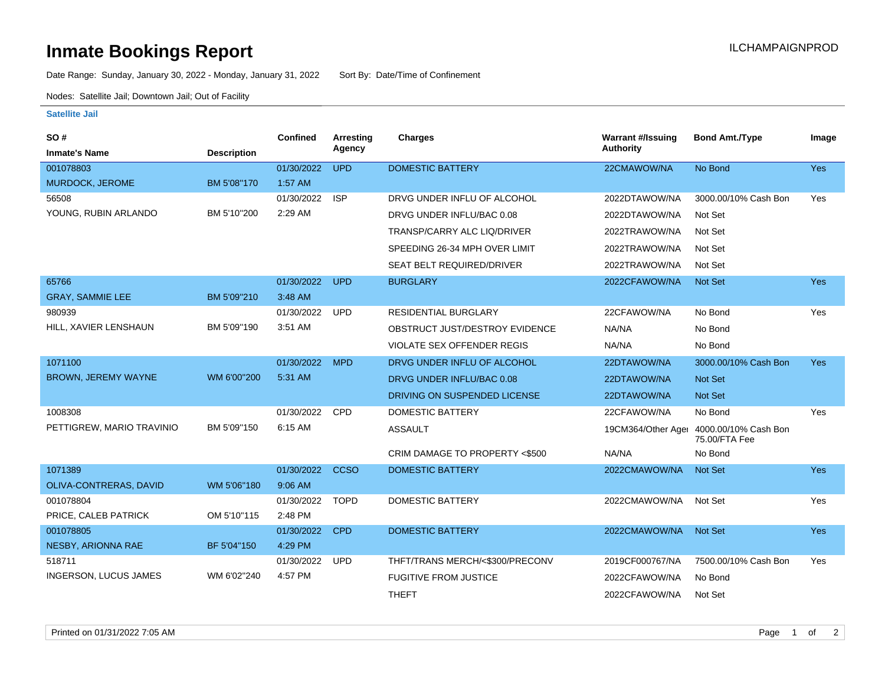# Inmate Bookings Report

ILCHAMPAIGNPROD

Date Range: Sunday, January 30, 2022 - Monday, January 31, 2022 Sort By: Date/Time of Confinement

Nodes: Satellite Jail; Downtown Jail; Out of Facility

### Satellite Jail

| SO # / Inmate's Name | Description | Confined | Arresting Agency | Charges | Warrant #/Issuing Authority | Bond Amt./Type | Image |
|---|---|---|---|---|---|---|---|
| 001078803 MURDOCK, JEROME | BM 5'08"170 | 01/30/2022 1:57 AM | UPD | DOMESTIC BATTERY | 22CMAWOW/NA | No Bond | Yes |
| 56508 YOUNG, RUBIN ARLANDO | BM 5'10"200 | 01/30/2022 2:29 AM | ISP | DRVG UNDER INFLU OF ALCOHOL | 2022DTAWOW/NA | 3000.00/10% Cash Bon | Yes |
| | | | | DRVG UNDER INFLU/BAC 0.08 | 2022DTAWOW/NA | Not Set | |
| | | | | TRANSP/CARRY ALC LIQ/DRIVER | 2022TRAWOW/NA | Not Set | |
| | | | | SPEEDING 26-34 MPH OVER LIMIT | 2022TRAWOW/NA | Not Set | |
| | | | | SEAT BELT REQUIRED/DRIVER | 2022TRAWOW/NA | Not Set | |
| 65766 GRAY, SAMMIE LEE | BM 5'09"210 | 01/30/2022 3:48 AM | UPD | BURGLARY | 2022CFAWOW/NA | Not Set | Yes |
| 980939 HILL, XAVIER LENSHAUN | BM 5'09"190 | 01/30/2022 3:51 AM | UPD | RESIDENTIAL BURGLARY | 22CFAWOW/NA | No Bond | Yes |
| | | | | OBSTRUCT JUST/DESTROY EVIDENCE | NA/NA | No Bond | |
| | | | | VIOLATE SEX OFFENDER REGIS | NA/NA | No Bond | |
| 1071100 BROWN, JEREMY WAYNE | WM 6'00"200 | 01/30/2022 5:31 AM | MPD | DRVG UNDER INFLU OF ALCOHOL | 22DTAWOW/NA | 3000.00/10% Cash Bon | Yes |
| | | | | DRVG UNDER INFLU/BAC 0.08 | 22DTAWOW/NA | Not Set | |
| | | | | DRIVING ON SUSPENDED LICENSE | 22DTAWOW/NA | Not Set | |
| 1008308 PETTIGREW, MARIO TRAVINIO | BM 5'09"150 | 01/30/2022 6:15 AM | CPD | DOMESTIC BATTERY | 22CFAWOW/NA | No Bond | Yes |
| | | | | ASSAULT | 19CM364/Other Agei | 4000.00/10% Cash Bon 75.00/FTA Fee | |
| | | | | CRIM DAMAGE TO PROPERTY <$500 | NA/NA | No Bond | |
| 1071389 OLIVA-CONTRERAS, DAVID | WM 5'06"180 | 01/30/2022 9:06 AM | CCSO | DOMESTIC BATTERY | 2022CMAWOW/NA | Not Set | Yes |
| 001078804 PRICE, CALEB PATRICK | OM 5'10"115 | 01/30/2022 2:48 PM | TOPD | DOMESTIC BATTERY | 2022CMAWOW/NA | Not Set | Yes |
| 001078805 NESBY, ARIONNA RAE | BF 5'04"150 | 01/30/2022 4:29 PM | CPD | DOMESTIC BATTERY | 2022CMAWOW/NA | Not Set | Yes |
| 518711 INGERSON, LUCUS JAMES | WM 6'02"240 | 01/30/2022 4:57 PM | UPD | THFT/TRANS MERCH/<$300/PRECONV | 2019CF000767/NA | 7500.00/10% Cash Bon | Yes |
| | | | | FUGITIVE FROM JUSTICE | 2022CFAWOW/NA | No Bond | |
| | | | | THEFT | 2022CFAWOW/NA | Not Set | |

Printed on 01/31/2022 7:05 AM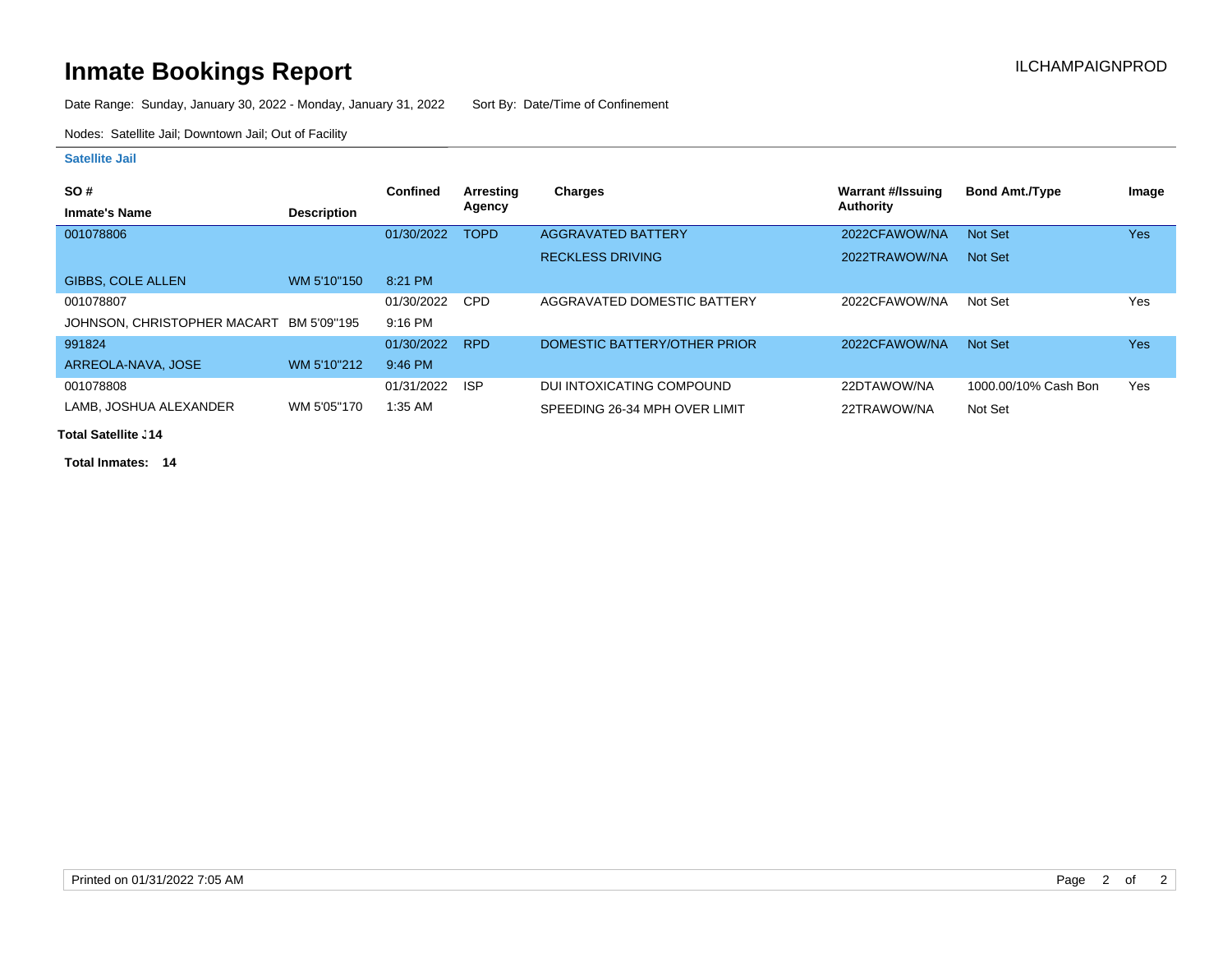# Inmate Bookings Report

ILCHAMPAIGNPROD

Date Range: Sunday, January 30, 2022 - Monday, January 31, 2022    Sort By: Date/Time of Confinement

Nodes: Satellite Jail; Downtown Jail; Out of Facility

### Satellite Jail

| SO # / Inmate's Name | Description | Confined | Arresting Agency | Charges | Warrant #/Issuing Authority | Bond Amt./Type | Image |
|---|---|---|---|---|---|---|---|
| 001078806 | | 01/30/2022 | TOPD | AGGRAVATED BATTERY | 2022CFAWOW/NA | Not Set | Yes |
| | | | | RECKLESS DRIVING | 2022TRAWOW/NA | Not Set | |
| GIBBS, COLE ALLEN | WM 5'10"150 | 8:21 PM | | | | | |
| 001078807 | | 01/30/2022 | CPD | AGGRAVATED DOMESTIC BATTERY | 2022CFAWOW/NA | Not Set | Yes |
| JOHNSON, CHRISTOPHER MACART | BM 5'09"195 | 9:16 PM | | | | | |
| 991824 | | 01/30/2022 | RPD | DOMESTIC BATTERY/OTHER PRIOR | 2022CFAWOW/NA | Not Set | Yes |
| ARREOLA-NAVA, JOSE | WM 5'10"212 | 9:46 PM | | | | | |
| 001078808 | | 01/31/2022 | ISP | DUI INTOXICATING COMPOUND | 22DTAWOW/NA | 1000.00/10% Cash Bon | Yes |
| LAMB, JOSHUA ALEXANDER | WM 5'05"170 | 1:35 AM | | SPEEDING 26-34 MPH OVER LIMIT | 22TRAWOW/NA | Not Set | |

**Total Satellite J 14**

**Total Inmates: 14**

Printed on 01/31/2022 7:05 AM